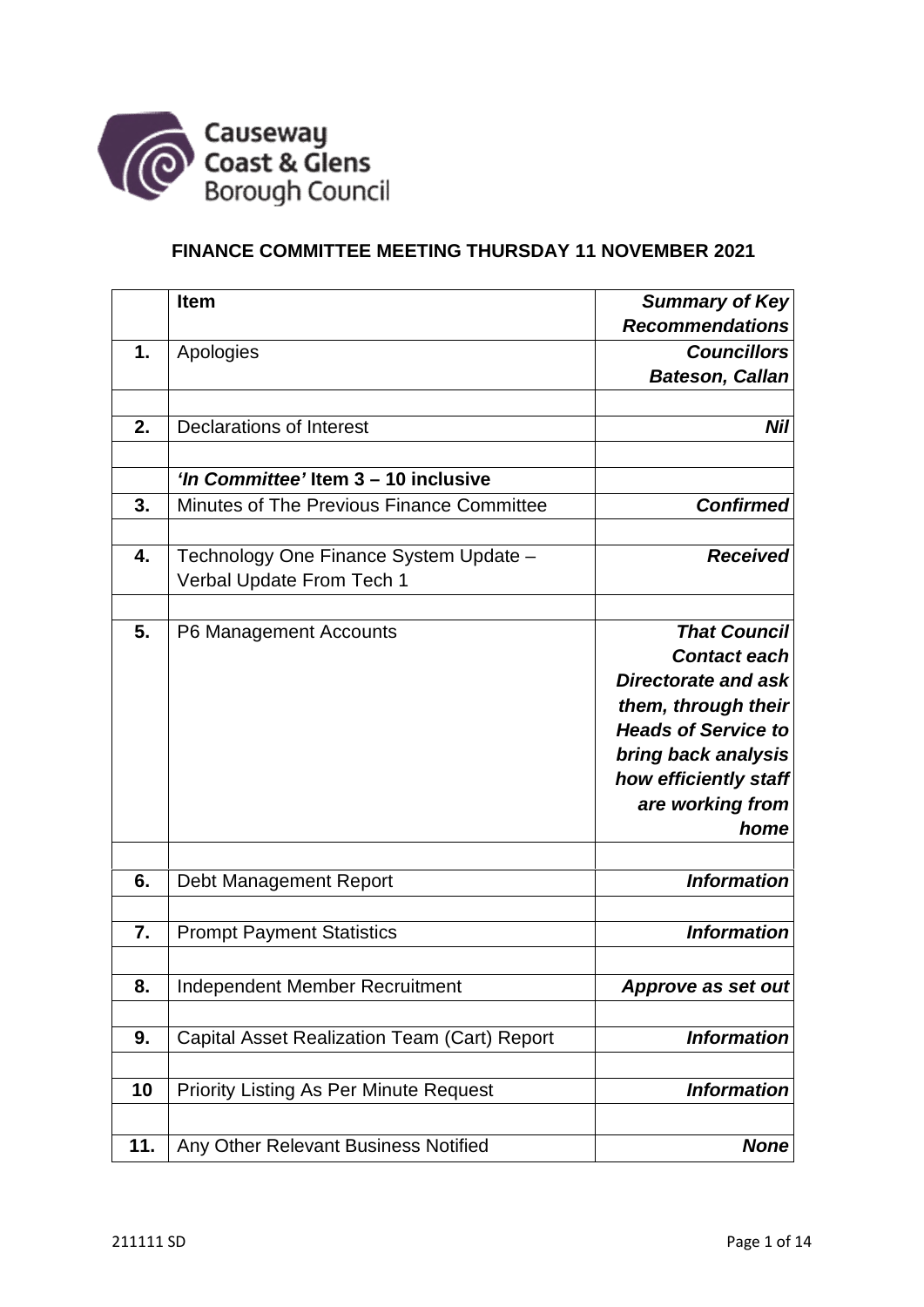Causeway Coast & Glens Borough Council

## FINANCE COMMITTEE MEETING THURSDAY 11 NOVEMBER 2021

| | **Item** | ***Summary of Key Recommendations*** |
|---|---|---|
| **1.** | Apologies | ***Councillors Bateson, Callan*** |
| | | |
| **2.** | Declarations of Interest | ***Nil*** |
| | | |
| | ***'In Committee'* Item 3 – 10 inclusive** | |
| **3.** | Minutes of The Previous Finance Committee | ***Confirmed*** |
| | | |
| **4.** | Technology One Finance System Update – Verbal Update From Tech 1 | ***Received*** |
| | | |
| **5.** | P6 Management Accounts | ***That Council Contact each Directorate and ask them, through their Heads of Service to bring back analysis how efficiently staff are working from home*** |
| | | |
| **6.** | Debt Management Report | ***Information*** |
| | | |
| **7.** | Prompt Payment Statistics | ***Information*** |
| | | |
| **8.** | Independent Member Recruitment | ***Approve as set out*** |
| | | |
| **9.** | Capital Asset Realization Team (Cart) Report | ***Information*** |
| | | |
| **10** | Priority Listing As Per Minute Request | ***Information*** |
| | | |
| **11.** | Any Other Relevant Business Notified | ***None*** |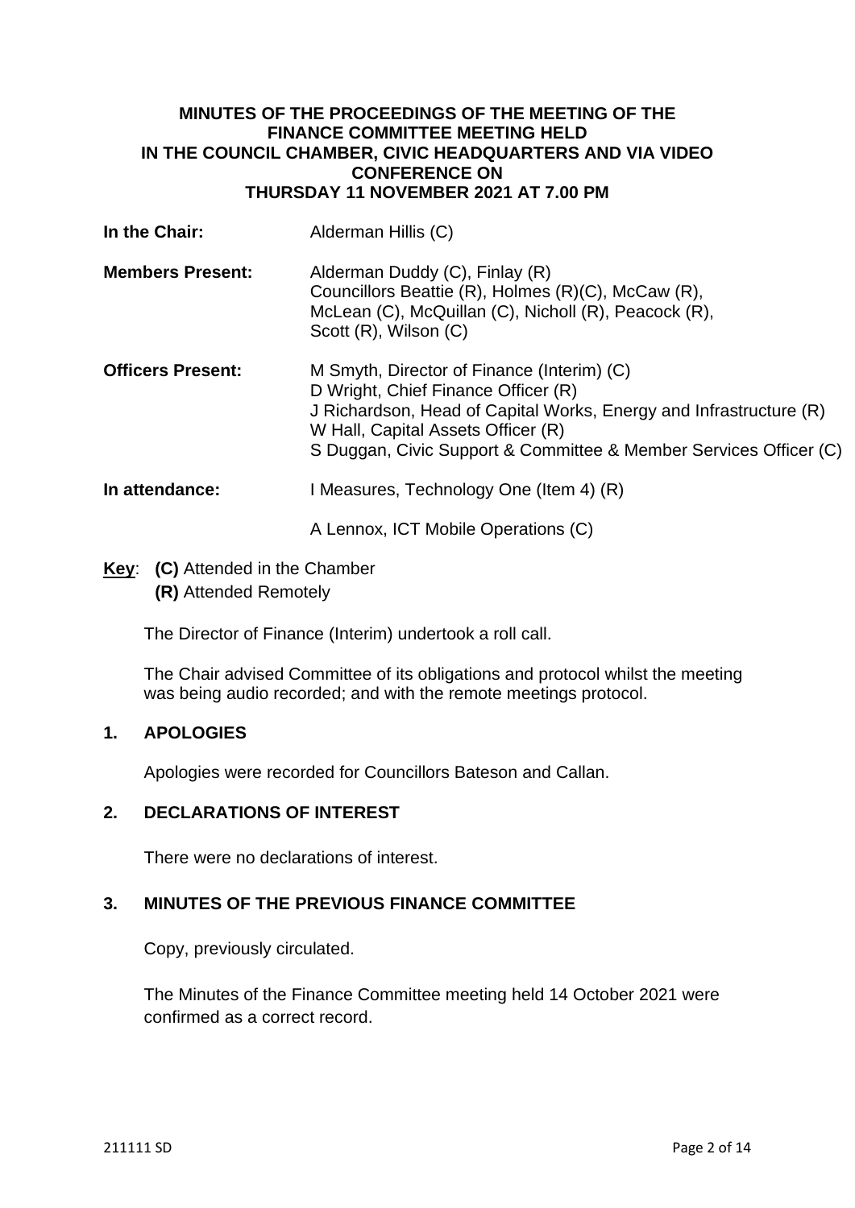**MINUTES OF THE PROCEEDINGS OF THE MEETING OF THE FINANCE COMMITTEE MEETING HELD IN THE COUNCIL CHAMBER, CIVIC HEADQUARTERS AND VIA VIDEO CONFERENCE ON THURSDAY 11 NOVEMBER 2021 AT 7.00 PM**

**In the Chair:** Alderman Hillis (C)

**Members Present:** Alderman Duddy (C), Finlay (R)
Councillors Beattie (R), Holmes (R)(C), McCaw (R), McLean (C), McQuillan (C), Nicholl (R), Peacock (R), Scott (R), Wilson (C)

**Officers Present:** M Smyth, Director of Finance (Interim) (C)
D Wright, Chief Finance Officer (R)
J Richardson, Head of Capital Works, Energy and Infrastructure (R)
W Hall, Capital Assets Officer (R)
S Duggan, Civic Support & Committee & Member Services Officer (C)

**In attendance:** I Measures, Technology One (Item 4) (R)

A Lennox, ICT Mobile Operations (C)

**Key**: **(C)** Attended in the Chamber
**(R)** Attended Remotely

The Director of Finance (Interim) undertook a roll call.

The Chair advised Committee of its obligations and protocol whilst the meeting was being audio recorded; and with the remote meetings protocol.

## 1. APOLOGIES

Apologies were recorded for Councillors Bateson and Callan.

## 2. DECLARATIONS OF INTEREST

There were no declarations of interest.

## 3. MINUTES OF THE PREVIOUS FINANCE COMMITTEE

Copy, previously circulated.

The Minutes of the Finance Committee meeting held 14 October 2021 were confirmed as a correct record.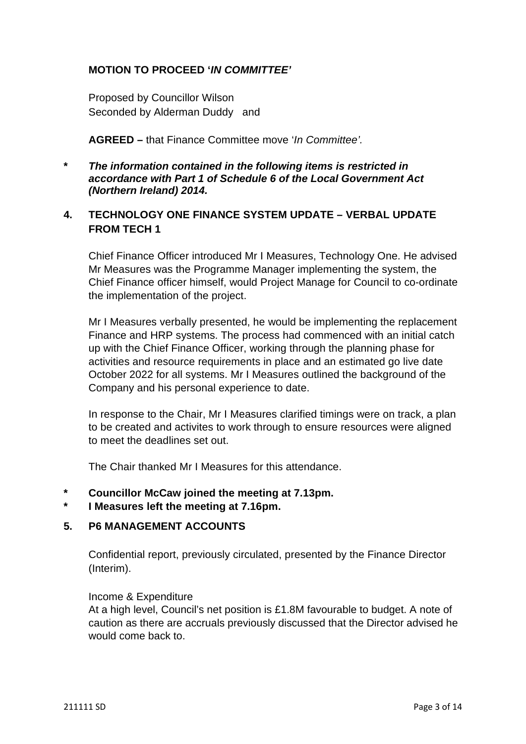**MOTION TO PROCEED '*IN COMMITTEE'***

Proposed by Councillor Wilson
Seconded by Alderman Duddy and

**AGREED –** that Finance Committee move '*In Committee'.*

**\*** ***The information contained in the following items is restricted in accordance with Part 1 of Schedule 6 of the Local Government Act (Northern Ireland) 2014.***

## 4. TECHNOLOGY ONE FINANCE SYSTEM UPDATE – VERBAL UPDATE FROM TECH 1

Chief Finance Officer introduced Mr I Measures, Technology One. He advised Mr Measures was the Programme Manager implementing the system, the Chief Finance officer himself, would Project Manage for Council to co-ordinate the implementation of the project.

Mr I Measures verbally presented, he would be implementing the replacement Finance and HRP systems. The process had commenced with an initial catch up with the Chief Finance Officer, working through the planning phase for activities and resource requirements in place and an estimated go live date October 2022 for all systems. Mr I Measures outlined the background of the Company and his personal experience to date.

In response to the Chair, Mr I Measures clarified timings were on track, a plan to be created and activites to work through to ensure resources were aligned to meet the deadlines set out.

The Chair thanked Mr I Measures for this attendance.

**\* Councillor McCaw joined the meeting at 7.13pm.**
**\* I Measures left the meeting at 7.16pm.**

## 5. P6 MANAGEMENT ACCOUNTS

Confidential report, previously circulated, presented by the Finance Director (Interim).

Income & Expenditure
At a high level, Council's net position is £1.8M favourable to budget. A note of caution as there are accruals previously discussed that the Director advised he would come back to.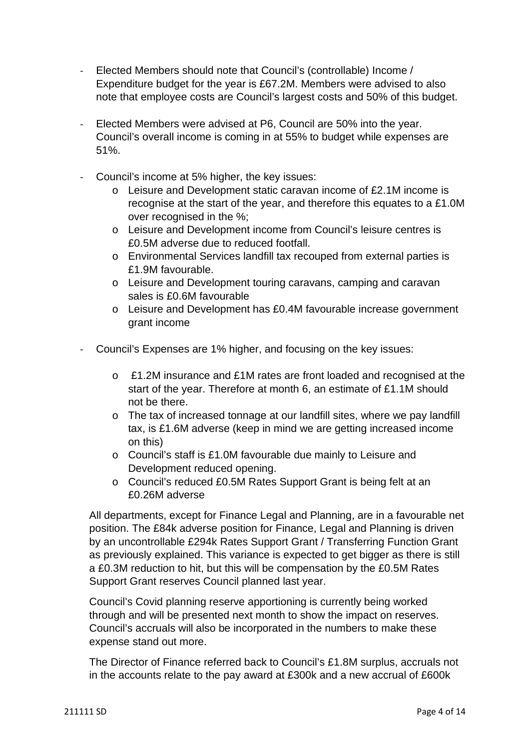- Elected Members should note that Council's (controllable) Income / Expenditure budget for the year is £67.2M. Members were advised to also note that employee costs are Council's largest costs and 50% of this budget.

- Elected Members were advised at P6, Council are 50% into the year. Council's overall income is coming in at 55% to budget while expenses are 51%.

- Council's income at 5% higher, the key issues:
  - Leisure and Development static caravan income of £2.1M income is recognise at the start of the year, and therefore this equates to a £1.0M over recognised in the %;
  - Leisure and Development income from Council's leisure centres is £0.5M adverse due to reduced footfall.
  - Environmental Services landfill tax recouped from external parties is £1.9M favourable.
  - Leisure and Development touring caravans, camping and caravan sales is £0.6M favourable
  - Leisure and Development has £0.4M favourable increase government grant income

- Council's Expenses are 1% higher, and focusing on the key issues:
  - £1.2M insurance and £1M rates are front loaded and recognised at the start of the year. Therefore at month 6, an estimate of £1.1M should not be there.
  - The tax of increased tonnage at our landfill sites, where we pay landfill tax, is £1.6M adverse (keep in mind we are getting increased income on this)
  - Council's staff is £1.0M favourable due mainly to Leisure and Development reduced opening.
  - Council's reduced £0.5M Rates Support Grant is being felt at an £0.26M adverse

All departments, except for Finance Legal and Planning, are in a favourable net position. The £84k adverse position for Finance, Legal and Planning is driven by an uncontrollable £294k Rates Support Grant / Transferring Function Grant as previously explained. This variance is expected to get bigger as there is still a £0.3M reduction to hit, but this will be compensation by the £0.5M Rates Support Grant reserves Council planned last year.

Council's Covid planning reserve apportioning is currently being worked through and will be presented next month to show the impact on reserves. Council's accruals will also be incorporated in the numbers to make these expense stand out more.

The Director of Finance referred back to Council's £1.8M surplus, accruals not in the accounts relate to the pay award at £300k and a new accrual of £600k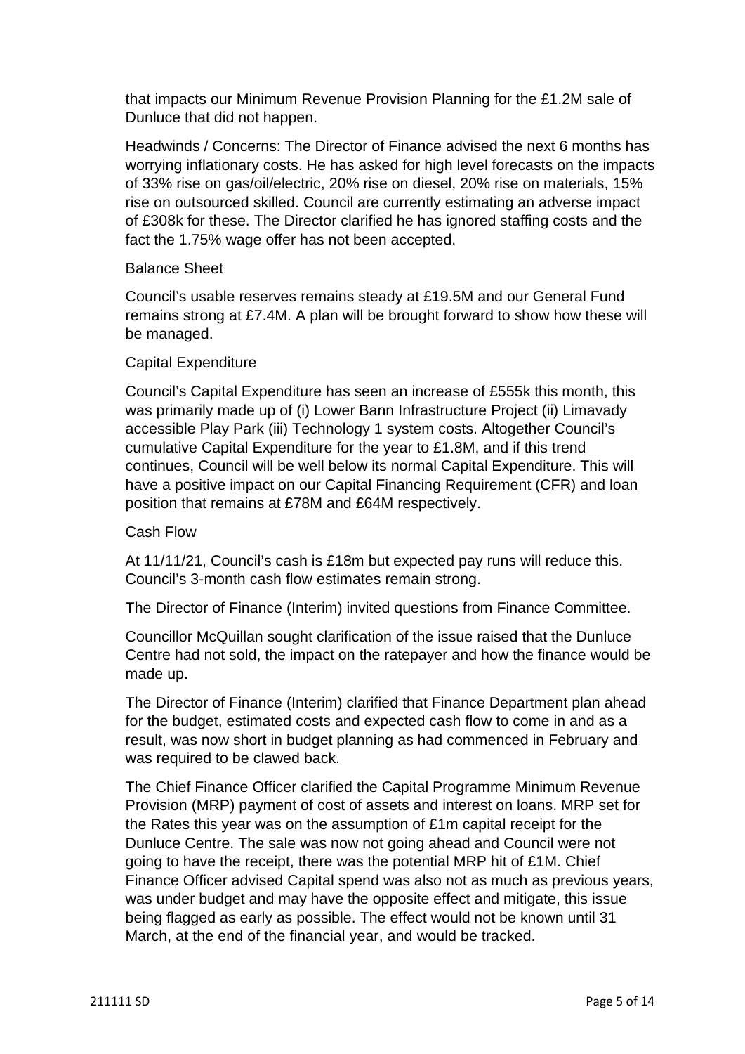that impacts our Minimum Revenue Provision Planning for the £1.2M sale of Dunluce that did not happen.

Headwinds / Concerns: The Director of Finance advised the next 6 months has worrying inflationary costs. He has asked for high level forecasts on the impacts of 33% rise on gas/oil/electric, 20% rise on diesel, 20% rise on materials, 15% rise on outsourced skilled. Council are currently estimating an adverse impact of £308k for these. The Director clarified he has ignored staffing costs and the fact the 1.75% wage offer has not been accepted.

Balance Sheet

Council's usable reserves remains steady at £19.5M and our General Fund remains strong at £7.4M. A plan will be brought forward to show how these will be managed.

Capital Expenditure

Council's Capital Expenditure has seen an increase of £555k this month, this was primarily made up of (i) Lower Bann Infrastructure Project (ii) Limavady accessible Play Park (iii) Technology 1 system costs. Altogether Council's cumulative Capital Expenditure for the year to £1.8M, and if this trend continues, Council will be well below its normal Capital Expenditure. This will have a positive impact on our Capital Financing Requirement (CFR) and loan position that remains at £78M and £64M respectively.

Cash Flow

At 11/11/21, Council's cash is £18m but expected pay runs will reduce this. Council's 3-month cash flow estimates remain strong.

The Director of Finance (Interim) invited questions from Finance Committee.

Councillor McQuillan sought clarification of the issue raised that the Dunluce Centre had not sold, the impact on the ratepayer and how the finance would be made up.

The Director of Finance (Interim) clarified that Finance Department plan ahead for the budget, estimated costs and expected cash flow to come in and as a result, was now short in budget planning as had commenced in February and was required to be clawed back.

The Chief Finance Officer clarified the Capital Programme Minimum Revenue Provision (MRP) payment of cost of assets and interest on loans. MRP set for the Rates this year was on the assumption of £1m capital receipt for the Dunluce Centre. The sale was now not going ahead and Council were not going to have the receipt, there was the potential MRP hit of £1M. Chief Finance Officer advised Capital spend was also not as much as previous years, was under budget and may have the opposite effect and mitigate, this issue being flagged as early as possible. The effect would not be known until 31 March, at the end of the financial year, and would be tracked.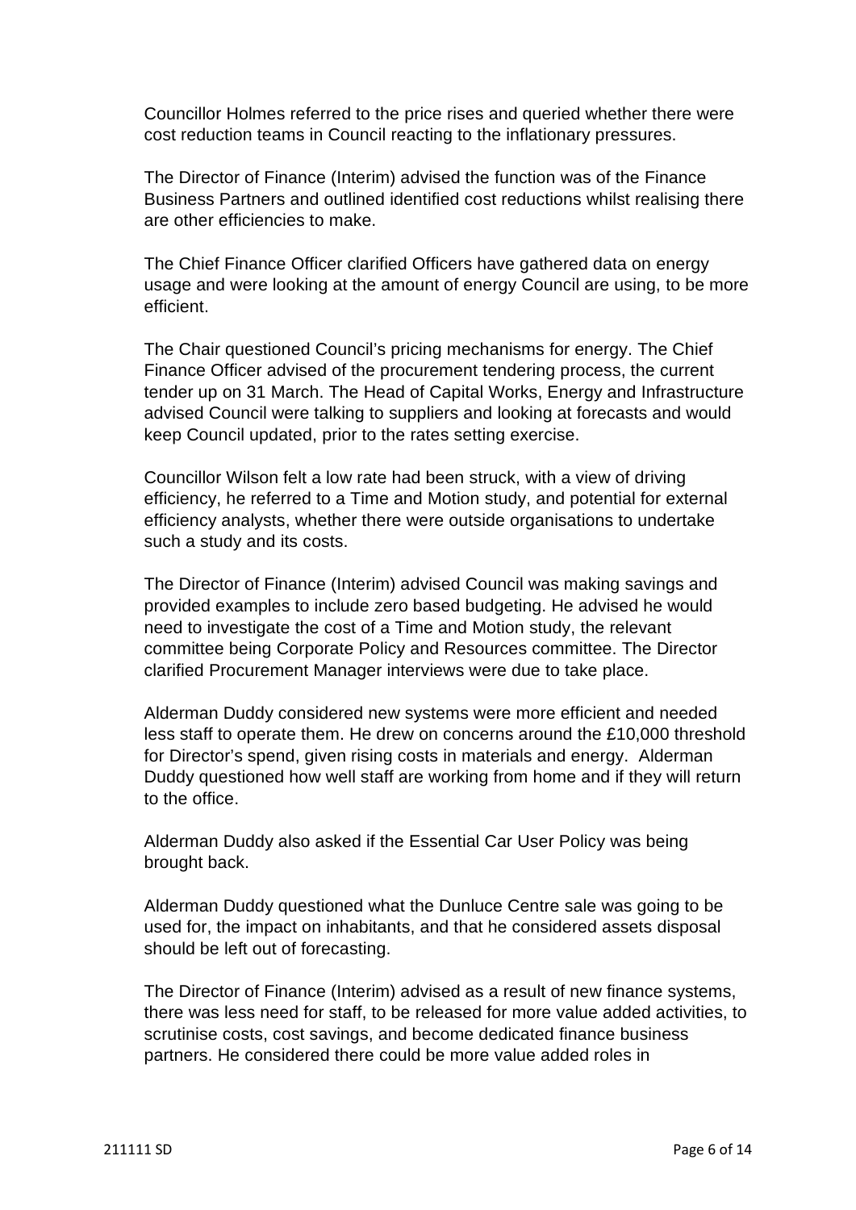Councillor Holmes referred to the price rises and queried whether there were cost reduction teams in Council reacting to the inflationary pressures.

The Director of Finance (Interim) advised the function was of the Finance Business Partners and outlined identified cost reductions whilst realising there are other efficiencies to make.

The Chief Finance Officer clarified Officers have gathered data on energy usage and were looking at the amount of energy Council are using, to be more efficient.

The Chair questioned Council's pricing mechanisms for energy. The Chief Finance Officer advised of the procurement tendering process, the current tender up on 31 March. The Head of Capital Works, Energy and Infrastructure advised Council were talking to suppliers and looking at forecasts and would keep Council updated, prior to the rates setting exercise.

Councillor Wilson felt a low rate had been struck, with a view of driving efficiency, he referred to a Time and Motion study, and potential for external efficiency analysts, whether there were outside organisations to undertake such a study and its costs.

The Director of Finance (Interim) advised Council was making savings and provided examples to include zero based budgeting. He advised he would need to investigate the cost of a Time and Motion study, the relevant committee being Corporate Policy and Resources committee. The Director clarified Procurement Manager interviews were due to take place.

Alderman Duddy considered new systems were more efficient and needed less staff to operate them. He drew on concerns around the £10,000 threshold for Director's spend, given rising costs in materials and energy. Alderman Duddy questioned how well staff are working from home and if they will return to the office.

Alderman Duddy also asked if the Essential Car User Policy was being brought back.

Alderman Duddy questioned what the Dunluce Centre sale was going to be used for, the impact on inhabitants, and that he considered assets disposal should be left out of forecasting.

The Director of Finance (Interim) advised as a result of new finance systems, there was less need for staff, to be released for more value added activities, to scrutinise costs, cost savings, and become dedicated finance business partners. He considered there could be more value added roles in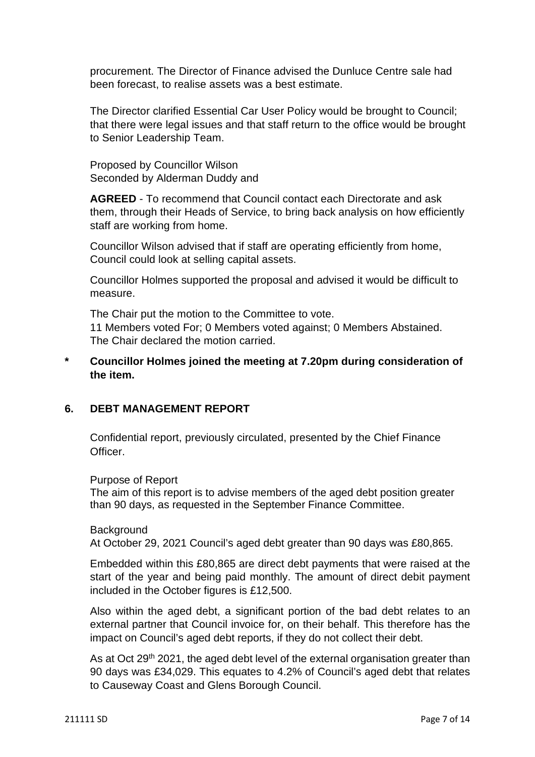procurement. The Director of Finance advised the Dunluce Centre sale had been forecast, to realise assets was a best estimate.

The Director clarified Essential Car User Policy would be brought to Council; that there were legal issues and that staff return to the office would be brought to Senior Leadership Team.

Proposed by Councillor Wilson
Seconded by Alderman Duddy and

**AGREED** - To recommend that Council contact each Directorate and ask them, through their Heads of Service, to bring back analysis on how efficiently staff are working from home.

Councillor Wilson advised that if staff are operating efficiently from home, Council could look at selling capital assets.

Councillor Holmes supported the proposal and advised it would be difficult to measure.

The Chair put the motion to the Committee to vote.
11 Members voted For; 0 Members voted against; 0 Members Abstained.
The Chair declared the motion carried.

**\* Councillor Holmes joined the meeting at 7.20pm during consideration of the item.**

## 6. DEBT MANAGEMENT REPORT

Confidential report, previously circulated, presented by the Chief Finance Officer.

Purpose of Report
The aim of this report is to advise members of the aged debt position greater than 90 days, as requested in the September Finance Committee.

Background
At October 29, 2021 Council's aged debt greater than 90 days was £80,865.

Embedded within this £80,865 are direct debt payments that were raised at the start of the year and being paid monthly. The amount of direct debit payment included in the October figures is £12,500.

Also within the aged debt, a significant portion of the bad debt relates to an external partner that Council invoice for, on their behalf. This therefore has the impact on Council's aged debt reports, if they do not collect their debt.

As at Oct 29th 2021, the aged debt level of the external organisation greater than 90 days was £34,029. This equates to 4.2% of Council's aged debt that relates to Causeway Coast and Glens Borough Council.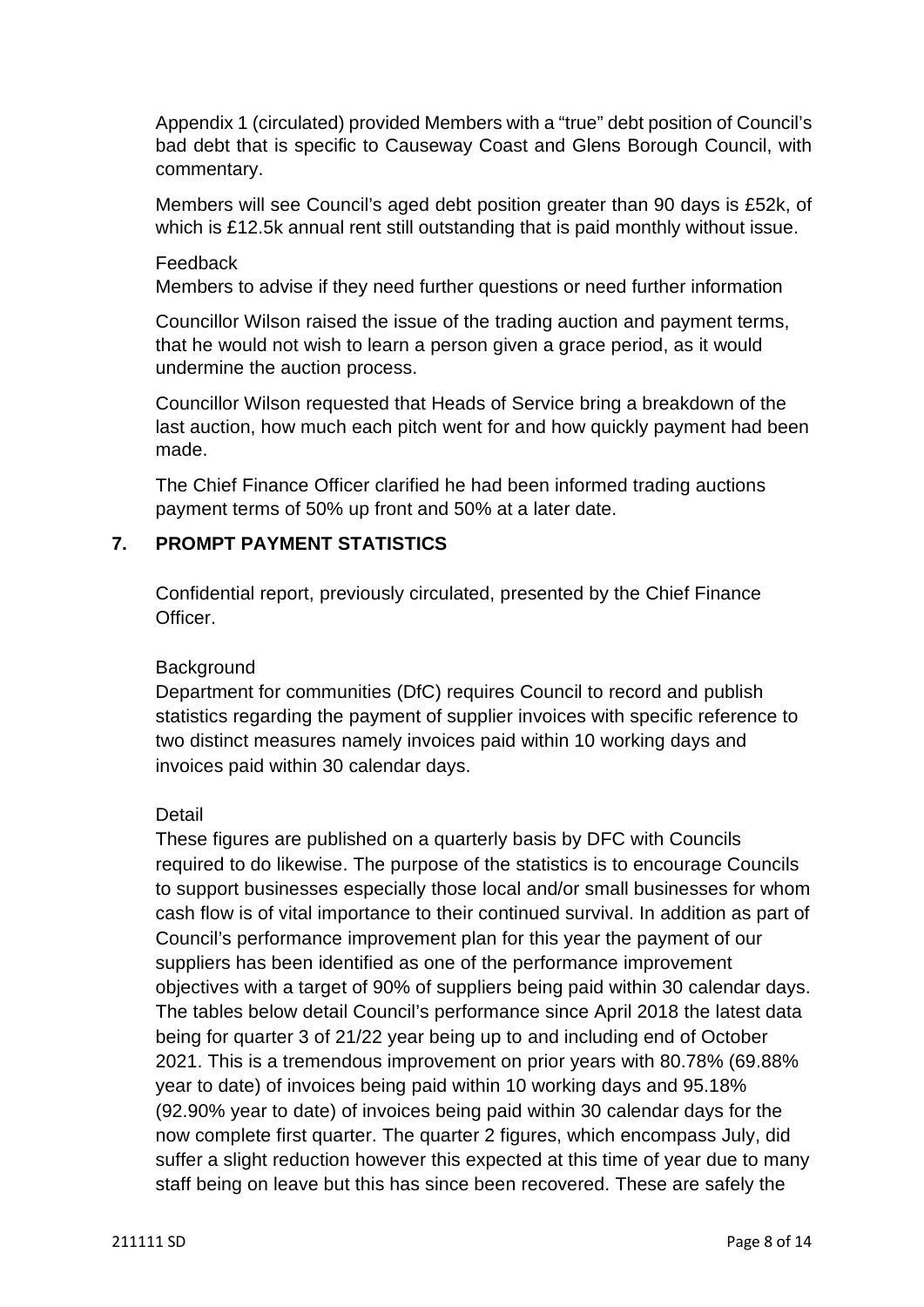Appendix 1 (circulated) provided Members with a "true" debt position of Council's bad debt that is specific to Causeway Coast and Glens Borough Council, with commentary.

Members will see Council's aged debt position greater than 90 days is £52k, of which is £12.5k annual rent still outstanding that is paid monthly without issue.

Feedback
Members to advise if they need further questions or need further information

Councillor Wilson raised the issue of the trading auction and payment terms, that he would not wish to learn a person given a grace period, as it would undermine the auction process.

Councillor Wilson requested that Heads of Service bring a breakdown of the last auction, how much each pitch went for and how quickly payment had been made.

The Chief Finance Officer clarified he had been informed trading auctions payment terms of 50% up front and 50% at a later date.

## 7. PROMPT PAYMENT STATISTICS

Confidential report, previously circulated, presented by the Chief Finance Officer.

Background
Department for communities (DfC) requires Council to record and publish statistics regarding the payment of supplier invoices with specific reference to two distinct measures namely invoices paid within 10 working days and invoices paid within 30 calendar days.

Detail
These figures are published on a quarterly basis by DFC with Councils required to do likewise. The purpose of the statistics is to encourage Councils to support businesses especially those local and/or small businesses for whom cash flow is of vital importance to their continued survival. In addition as part of Council's performance improvement plan for this year the payment of our suppliers has been identified as one of the performance improvement objectives with a target of 90% of suppliers being paid within 30 calendar days. The tables below detail Council's performance since April 2018 the latest data being for quarter 3 of 21/22 year being up to and including end of October 2021. This is a tremendous improvement on prior years with 80.78% (69.88% year to date) of invoices being paid within 10 working days and 95.18% (92.90% year to date) of invoices being paid within 30 calendar days for the now complete first quarter. The quarter 2 figures, which encompass July, did suffer a slight reduction however this expected at this time of year due to many staff being on leave but this has since been recovered. These are safely the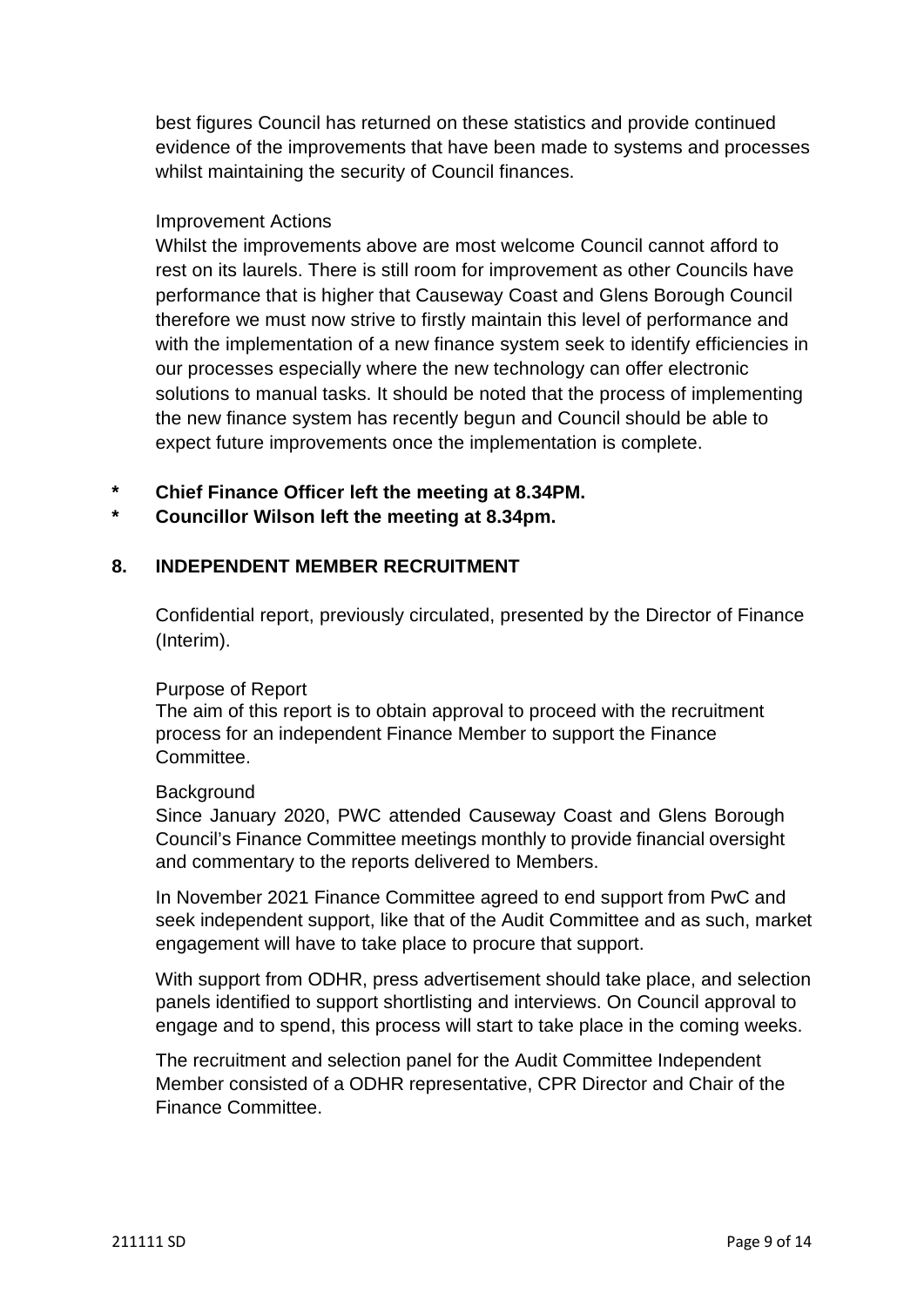best figures Council has returned on these statistics and provide continued evidence of the improvements that have been made to systems and processes whilst maintaining the security of Council finances.

Improvement Actions

Whilst the improvements above are most welcome Council cannot afford to rest on its laurels. There is still room for improvement as other Councils have performance that is higher that Causeway Coast and Glens Borough Council therefore we must now strive to firstly maintain this level of performance and with the implementation of a new finance system seek to identify efficiencies in our processes especially where the new technology can offer electronic solutions to manual tasks. It should be noted that the process of implementing the new finance system has recently begun and Council should be able to expect future improvements once the implementation is complete.

**\* Chief Finance Officer left the meeting at 8.34PM.**

**\* Councillor Wilson left the meeting at 8.34pm.**

## 8. INDEPENDENT MEMBER RECRUITMENT

Confidential report, previously circulated, presented by the Director of Finance (Interim).

Purpose of Report

The aim of this report is to obtain approval to proceed with the recruitment process for an independent Finance Member to support the Finance Committee.

Background

Since January 2020, PWC attended Causeway Coast and Glens Borough Council's Finance Committee meetings monthly to provide financial oversight and commentary to the reports delivered to Members.

In November 2021 Finance Committee agreed to end support from PwC and seek independent support, like that of the Audit Committee and as such, market engagement will have to take place to procure that support.

With support from ODHR, press advertisement should take place, and selection panels identified to support shortlisting and interviews. On Council approval to engage and to spend, this process will start to take place in the coming weeks.

The recruitment and selection panel for the Audit Committee Independent Member consisted of a ODHR representative, CPR Director and Chair of the Finance Committee.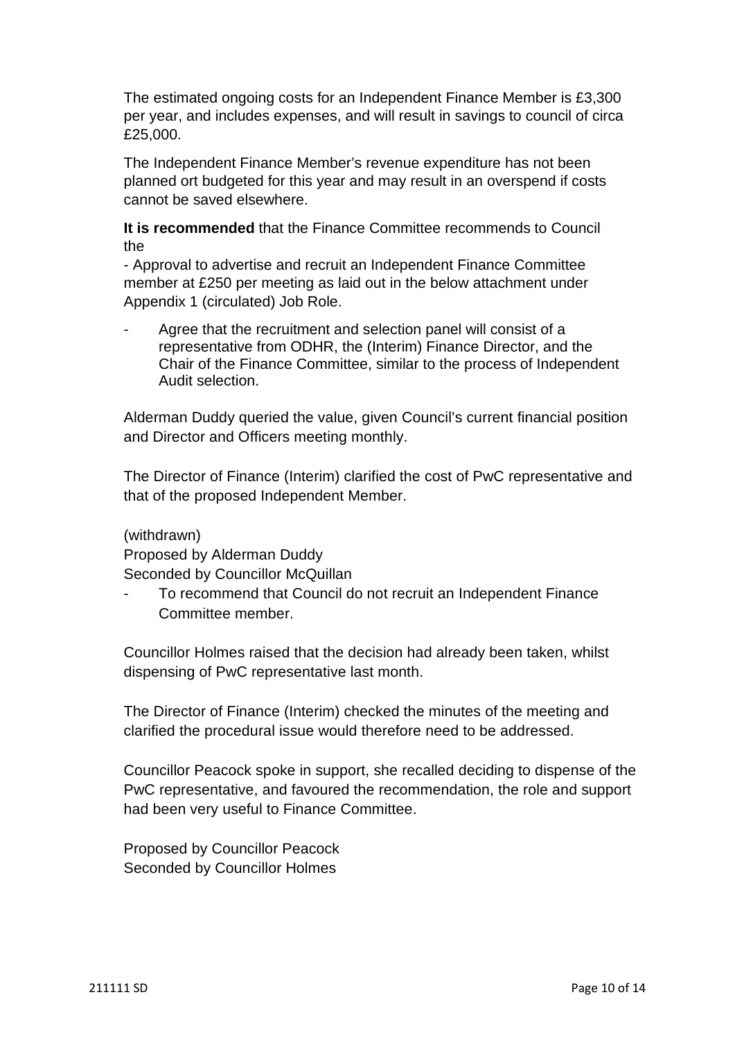The estimated ongoing costs for an Independent Finance Member is £3,300 per year, and includes expenses, and will result in savings to council of circa £25,000.

The Independent Finance Member's revenue expenditure has not been planned ort budgeted for this year and may result in an overspend if costs cannot be saved elsewhere.

**It is recommended** that the Finance Committee recommends to Council the

- Approval to advertise and recruit an Independent Finance Committee member at £250 per meeting as laid out in the below attachment under Appendix 1 (circulated) Job Role.

- Agree that the recruitment and selection panel will consist of a representative from ODHR, the (Interim) Finance Director, and the Chair of the Finance Committee, similar to the process of Independent Audit selection.

Alderman Duddy queried the value, given Council's current financial position and Director and Officers meeting monthly.

The Director of Finance (Interim) clarified the cost of PwC representative and that of the proposed Independent Member.

(withdrawn)
Proposed by Alderman Duddy
Seconded by Councillor McQuillan

- To recommend that Council do not recruit an Independent Finance Committee member.

Councillor Holmes raised that the decision had already been taken, whilst dispensing of PwC representative last month.

The Director of Finance (Interim) checked the minutes of the meeting and clarified the procedural issue would therefore need to be addressed.

Councillor Peacock spoke in support, she recalled deciding to dispense of the PwC representative, and favoured the recommendation, the role and support had been very useful to Finance Committee.

Proposed by Councillor Peacock
Seconded by Councillor Holmes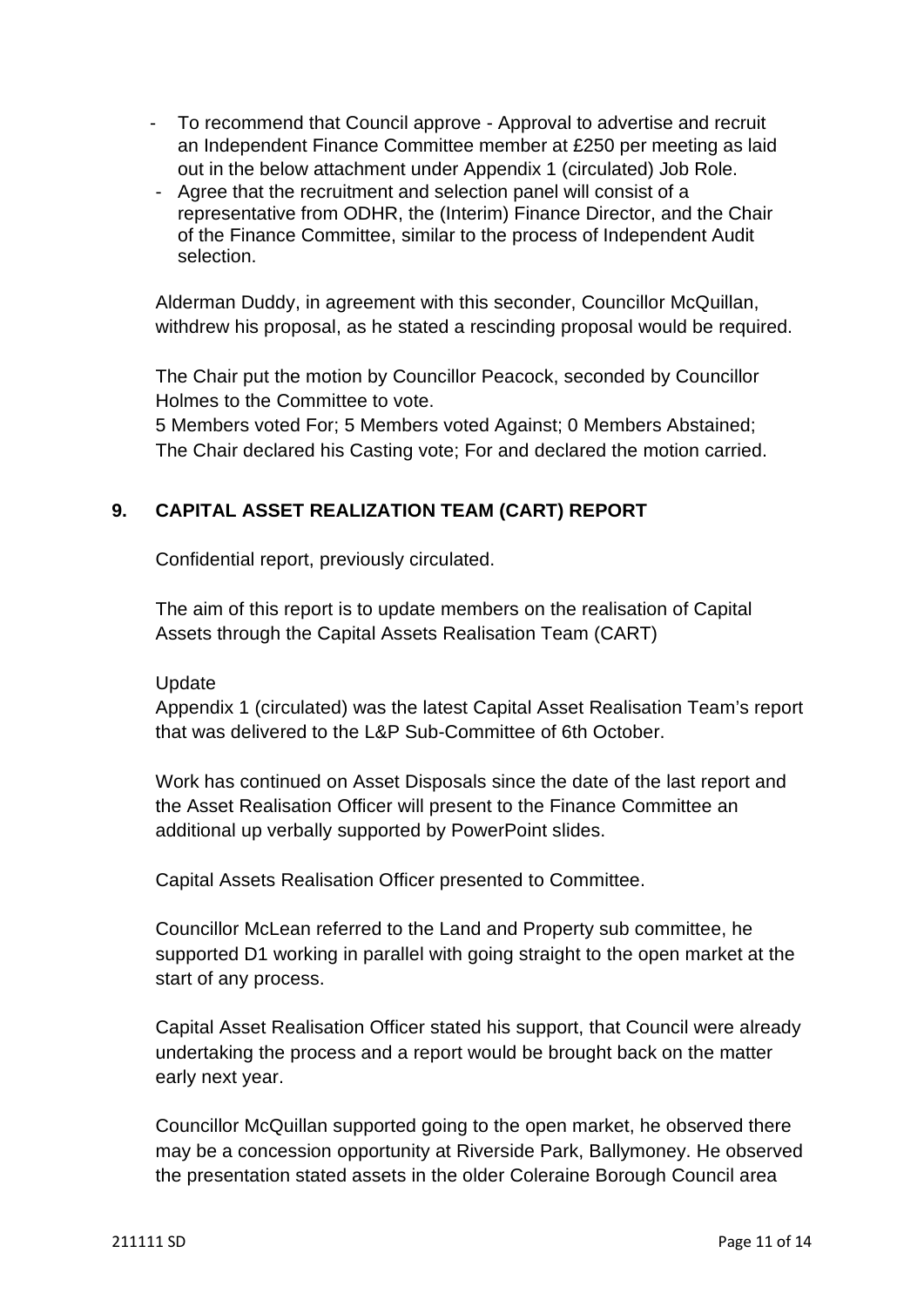- To recommend that Council approve - Approval to advertise and recruit an Independent Finance Committee member at £250 per meeting as laid out in the below attachment under Appendix 1 (circulated) Job Role.
- Agree that the recruitment and selection panel will consist of a representative from ODHR, the (Interim) Finance Director, and the Chair of the Finance Committee, similar to the process of Independent Audit selection.

Alderman Duddy, in agreement with this seconder, Councillor McQuillan, withdrew his proposal, as he stated a rescinding proposal would be required.

The Chair put the motion by Councillor Peacock, seconded by Councillor Holmes to the Committee to vote.
5 Members voted For; 5 Members voted Against; 0 Members Abstained;
The Chair declared his Casting vote; For and declared the motion carried.

## 9. CAPITAL ASSET REALIZATION TEAM (CART) REPORT

Confidential report, previously circulated.

The aim of this report is to update members on the realisation of Capital Assets through the Capital Assets Realisation Team (CART)

Update
Appendix 1 (circulated) was the latest Capital Asset Realisation Team's report that was delivered to the L&P Sub-Committee of 6th October.

Work has continued on Asset Disposals since the date of the last report and the Asset Realisation Officer will present to the Finance Committee an additional up verbally supported by PowerPoint slides.

Capital Assets Realisation Officer presented to Committee.

Councillor McLean referred to the Land and Property sub committee, he supported D1 working in parallel with going straight to the open market at the start of any process.

Capital Asset Realisation Officer stated his support, that Council were already undertaking the process and a report would be brought back on the matter early next year.

Councillor McQuillan supported going to the open market, he observed there may be a concession opportunity at Riverside Park, Ballymoney. He observed the presentation stated assets in the older Coleraine Borough Council area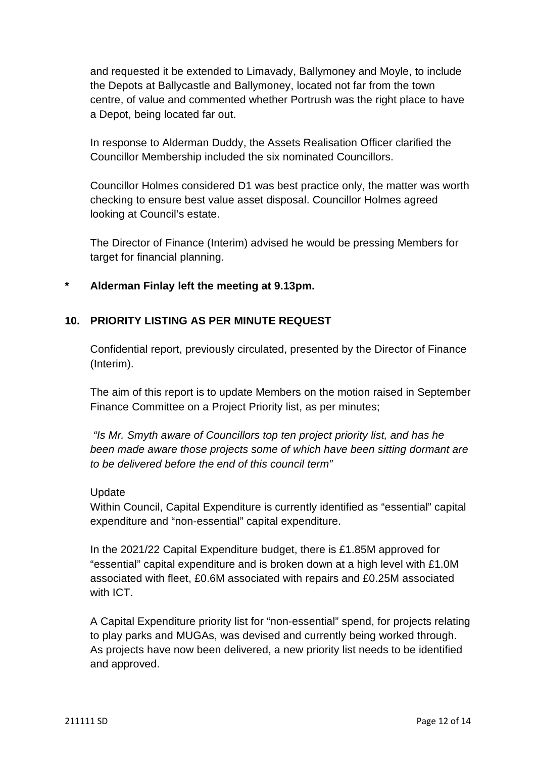and requested it be extended to Limavady, Ballymoney and Moyle, to include the Depots at Ballycastle and Ballymoney, located not far from the town centre, of value and commented whether Portrush was the right place to have a Depot, being located far out.

In response to Alderman Duddy, the Assets Realisation Officer clarified the Councillor Membership included the six nominated Councillors.

Councillor Holmes considered D1 was best practice only, the matter was worth checking to ensure best value asset disposal. Councillor Holmes agreed looking at Council's estate.

The Director of Finance (Interim) advised he would be pressing Members for target for financial planning.

**\* Alderman Finlay left the meeting at 9.13pm.**

## 10. PRIORITY LISTING AS PER MINUTE REQUEST

Confidential report, previously circulated, presented by the Director of Finance (Interim).

The aim of this report is to update Members on the motion raised in September Finance Committee on a Project Priority list, as per minutes;

*"Is Mr. Smyth aware of Councillors top ten project priority list, and has he been made aware those projects some of which have been sitting dormant are to be delivered before the end of this council term"*

Update

Within Council, Capital Expenditure is currently identified as "essential" capital expenditure and "non-essential" capital expenditure.

In the 2021/22 Capital Expenditure budget, there is £1.85M approved for "essential" capital expenditure and is broken down at a high level with £1.0M associated with fleet, £0.6M associated with repairs and £0.25M associated with ICT.

A Capital Expenditure priority list for "non-essential" spend, for projects relating to play parks and MUGAs, was devised and currently being worked through. As projects have now been delivered, a new priority list needs to be identified and approved.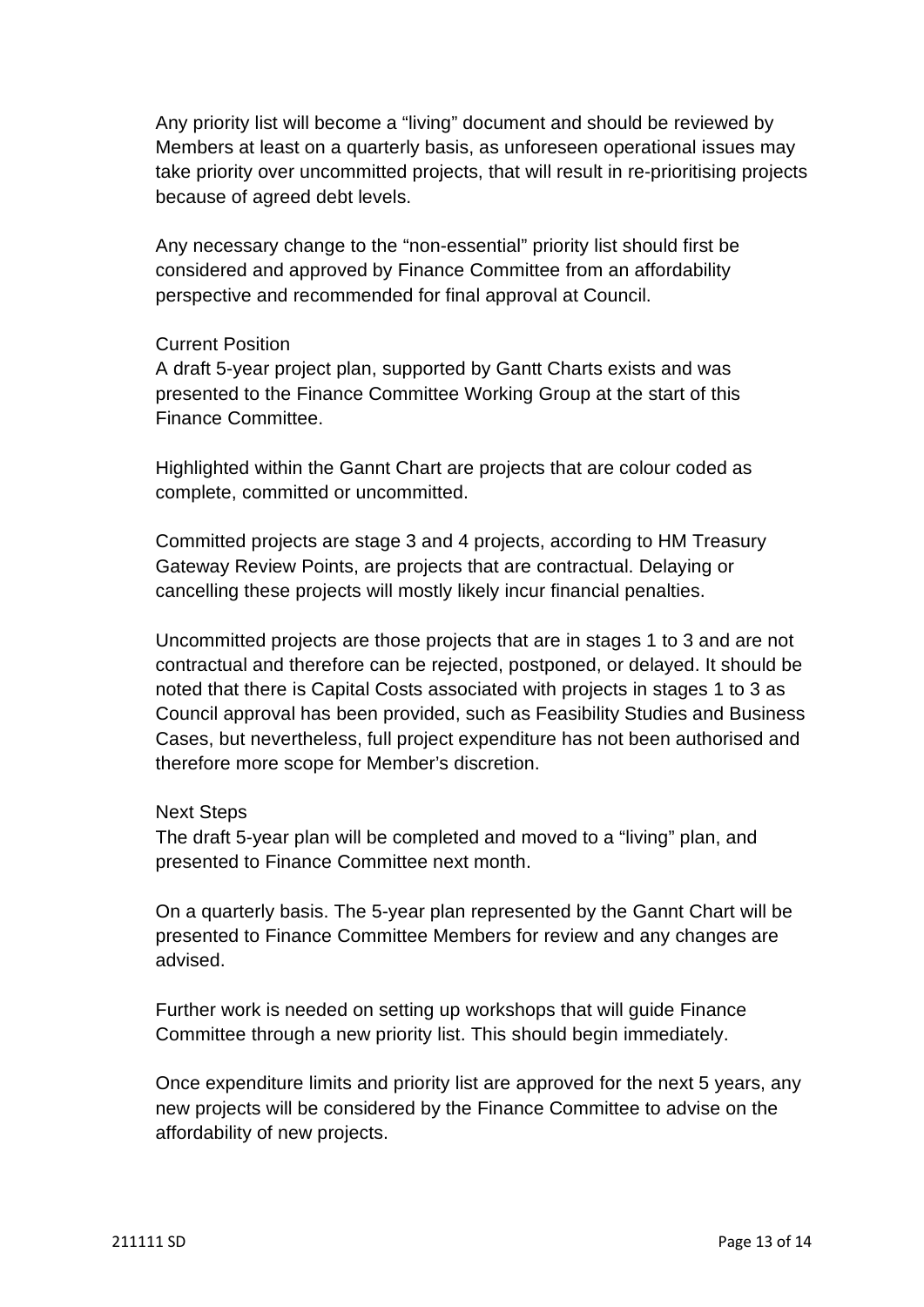Any priority list will become a "living" document and should be reviewed by Members at least on a quarterly basis, as unforeseen operational issues may take priority over uncommitted projects, that will result in re-prioritising projects because of agreed debt levels.

Any necessary change to the "non-essential" priority list should first be considered and approved by Finance Committee from an affordability perspective and recommended for final approval at Council.

Current Position

A draft 5-year project plan, supported by Gantt Charts exists and was presented to the Finance Committee Working Group at the start of this Finance Committee.

Highlighted within the Gannt Chart are projects that are colour coded as complete, committed or uncommitted.

Committed projects are stage 3 and 4 projects, according to HM Treasury Gateway Review Points, are projects that are contractual. Delaying or cancelling these projects will mostly likely incur financial penalties.

Uncommitted projects are those projects that are in stages 1 to 3 and are not contractual and therefore can be rejected, postponed, or delayed. It should be noted that there is Capital Costs associated with projects in stages 1 to 3 as Council approval has been provided, such as Feasibility Studies and Business Cases, but nevertheless, full project expenditure has not been authorised and therefore more scope for Member's discretion.

Next Steps

The draft 5-year plan will be completed and moved to a "living" plan, and presented to Finance Committee next month.

On a quarterly basis. The 5-year plan represented by the Gannt Chart will be presented to Finance Committee Members for review and any changes are advised.

Further work is needed on setting up workshops that will guide Finance Committee through a new priority list. This should begin immediately.

Once expenditure limits and priority list are approved for the next 5 years, any new projects will be considered by the Finance Committee to advise on the affordability of new projects.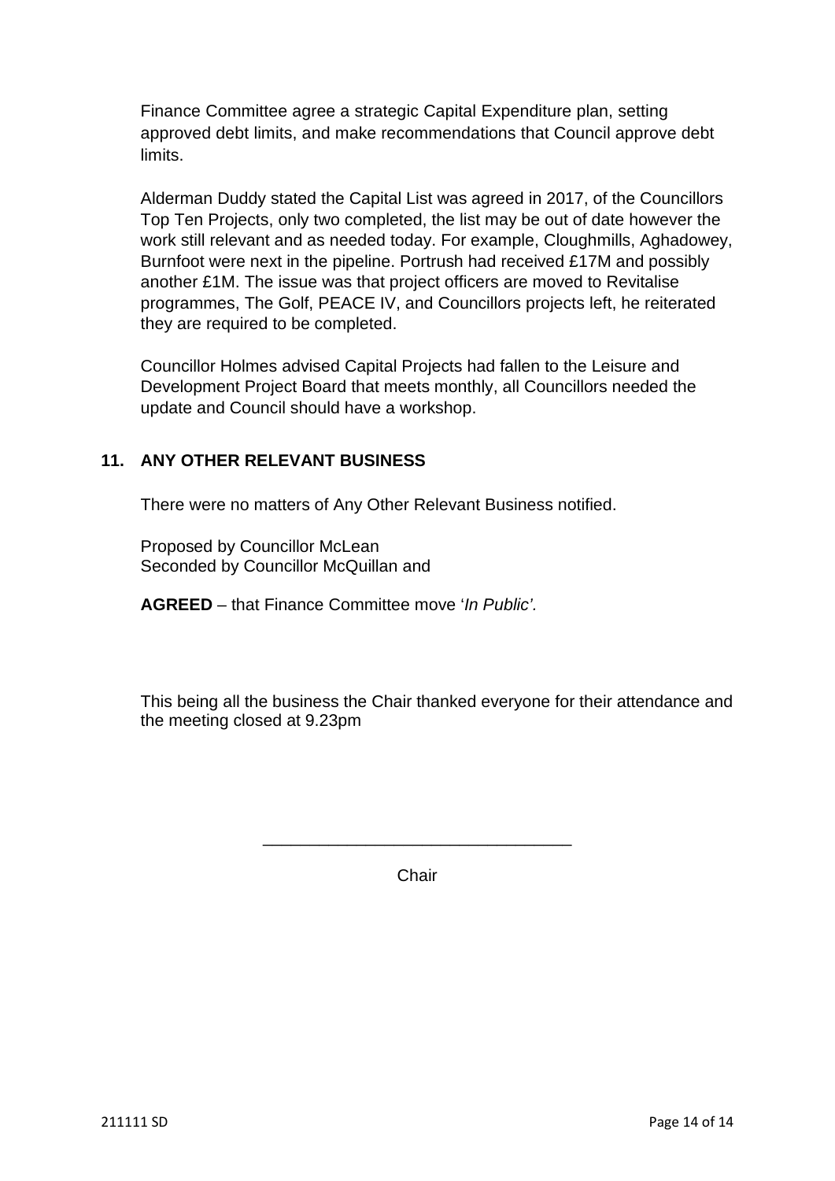Finance Committee agree a strategic Capital Expenditure plan, setting approved debt limits, and make recommendations that Council approve debt limits.

Alderman Duddy stated the Capital List was agreed in 2017, of the Councillors Top Ten Projects, only two completed, the list may be out of date however the work still relevant and as needed today. For example, Cloughmills, Aghadowey, Burnfoot were next in the pipeline. Portrush had received £17M and possibly another £1M. The issue was that project officers are moved to Revitalise programmes, The Golf, PEACE IV, and Councillors projects left, he reiterated they are required to be completed.

Councillor Holmes advised Capital Projects had fallen to the Leisure and Development Project Board that meets monthly, all Councillors needed the update and Council should have a workshop.

## 11. ANY OTHER RELEVANT BUSINESS

There were no matters of Any Other Relevant Business notified.

Proposed by Councillor McLean
Seconded by Councillor McQuillan and

**AGREED** – that Finance Committee move '*In Public'*.

This being all the business the Chair thanked everyone for their attendance and the meeting closed at 9.23pm

\_\_\_\_\_\_\_\_\_\_\_\_\_\_\_\_\_\_\_\_\_\_\_\_\_\_\_\_\_\_\_\_\_\_

Chair

211111 SD